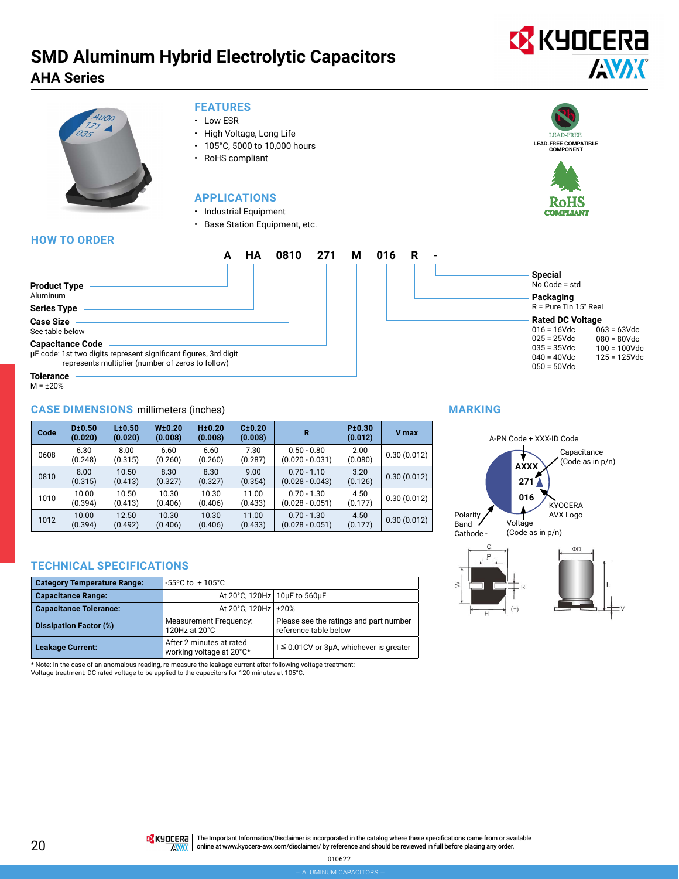# SMD Aluminum Hybrid Electrolytic Capacitors

## AHA Series

### FEATURES

- Low ESR
- High Voltage, Long Life
- 105°C, 5000 to 10,000 hours
- RoHS compliant

### APPLICATIONS

- Industrial Equipment
- Base Station Equipment, etc.

LEAD-FREE
LEAD-FREE COMPATIBLE COMPONENT

RoHS COMPLIANT

### HOW TO ORDER

| A | HA | 0810 | 271 | M | 016 | R | - |
|---|---|---|---|---|---|---|---|

**Product Type**
Aluminum

**Series Type**

**Case Size**
See table below

**Capacitance Code**
μF code: 1st two digits represent significant figures, 3rd digit represents multiplier (number of zeros to follow)

**Tolerance**
M = ±20%

**Special**
No Code = std

**Packaging**
R = Pure Tin 15" Reel

**Rated DC Voltage**
016 = 16Vdc
025 = 25Vdc
035 = 35Vdc
040 = 40Vdc
050 = 50Vdc
063 = 63Vdc
080 = 80Vdc
100 = 100Vdc
125 = 125Vdc

### CASE DIMENSIONS millimeters (inches)

| Code | D±0.50 (0.020) | L±0.50 (0.020) | W±0.20 (0.008) | H±0.20 (0.008) | C±0.20 (0.008) | R | P±0.30 (0.012) | V max |
|---|---|---|---|---|---|---|---|---|
| 0608 | 6.30 (0.248) | 8.00 (0.315) | 6.60 (0.260) | 6.60 (0.260) | 7.30 (0.287) | 0.50 - 0.80 (0.020 - 0.031) | 2.00 (0.080) | 0.30 (0.012) |
| 0810 | 8.00 (0.315) | 10.50 (0.413) | 8.30 (0.327) | 8.30 (0.327) | 9.00 (0.354) | 0.70 - 1.10 (0.028 - 0.043) | 3.20 (0.126) | 0.30 (0.012) |
| 1010 | 10.00 (0.394) | 10.50 (0.413) | 10.30 (0.406) | 10.30 (0.406) | 11.00 (0.433) | 0.70 - 1.30 (0.028 - 0.051) | 4.50 (0.177) | 0.30 (0.012) |
| 1012 | 10.00 (0.394) | 12.50 (0.492) | 10.30 (0.406) | 10.30 (0.406) | 11.00 (0.433) | 0.70 - 1.30 (0.028 - 0.051) | 4.50 (0.177) | 0.30 (0.012) |

### MARKING

A-PN Code + XXX-ID Code
Capacitance (Code as in p/n)
AXXX
271
016
KYOCERA AVX Logo
Polarity Band Cathode -
Voltage (Code as in p/n)

### TECHNICAL SPECIFICATIONS

| | | |
|---|---|---|
| **Category Temperature Range:** | -55ºC to + 105°C | |
| **Capacitance Range:** | At 20°C, 120Hz | 10μF to 560μF |
| **Capacitance Tolerance:** | At 20°C, 120Hz | ±20% |
| **Dissipation Factor (%)** | Measurement Frequency: 120Hz at 20°C | Please see the ratings and part number reference table below |
| **Leakage Current:** | After 2 minutes at rated working voltage at 20°C* | I ≦ 0.01CV or 3μA, whichever is greater |

* Note: In the case of an anomalous reading, re-measure the leakage current after following voltage treatment:
Voltage treatment: DC rated voltage to be applied to the capacitors for 120 minutes at 105°C.

The Important Information/Disclaimer is incorporated in the catalog where these specifications came from or available online at www.kyocera-avx.com/disclaimer/ by reference and should be reviewed in full before placing any order.

010622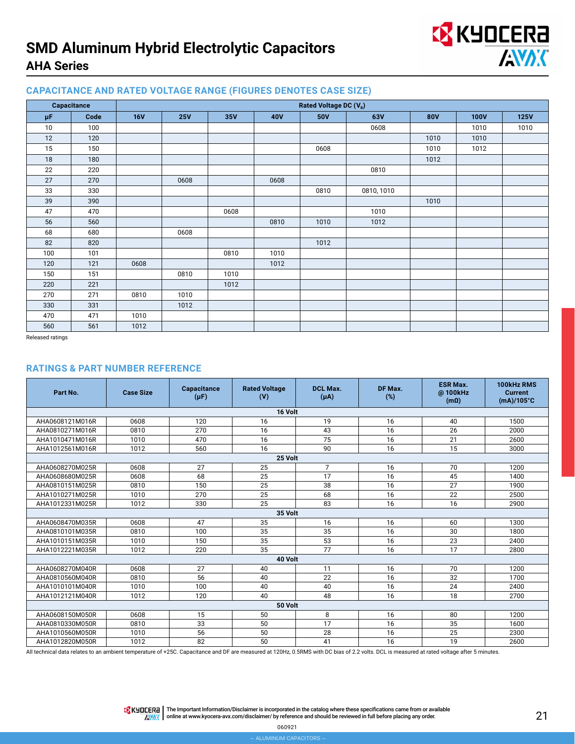# SMD Aluminum Hybrid Electrolytic Capacitors

## AHA Series

### CAPACITANCE AND RATED VOLTAGE RANGE (FIGURES DENOTES CASE SIZE)

| Capacitance | | Rated Voltage DC ($V_R$) | | | | | | | | |
|---|---|---|---|---|---|---|---|---|---|---|
| μF | Code | 16V | 25V | 35V | 40V | 50V | 63V | 80V | 100V | 125V |
| 10 | 100 | | | | | | 0608 | | 1010 | 1010 |
| 12 | 120 | | | | | | | 1010 | 1010 | |
| 15 | 150 | | | | | 0608 | | 1010 | 1012 | |
| 18 | 180 | | | | | | | 1012 | | |
| 22 | 220 | | | | | | 0810 | | | |
| 27 | 270 | | 0608 | | 0608 | | | | | |
| 33 | 330 | | | | | 0810 | 0810, 1010 | | | |
| 39 | 390 | | | | | | | 1010 | | |
| 47 | 470 | | | 0608 | | | 1010 | | | |
| 56 | 560 | | | | 0810 | 1010 | 1012 | | | |
| 68 | 680 | | 0608 | | | | | | | |
| 82 | 820 | | | | | 1012 | | | | |
| 100 | 101 | | | 0810 | 1010 | | | | | |
| 120 | 121 | 0608 | | | 1012 | | | | | |
| 150 | 151 | | 0810 | 1010 | | | | | | |
| 220 | 221 | | | 1012 | | | | | | |
| 270 | 271 | 0810 | 1010 | | | | | | | |
| 330 | 331 | | 1012 | | | | | | | |
| 470 | 471 | 1010 | | | | | | | | |
| 560 | 561 | 1012 | | | | | | | | |

Released ratings

### RATINGS & PART NUMBER REFERENCE

| Part No. | Case Size | Capacitance (μF) | Rated Voltage (V) | DCL Max. (μA) | DF Max. (%) | ESR Max. @ 100kHz (mΩ) | 100kHz RMS Current (mA)/105°C |
|---|---|---|---|---|---|---|---|
| **16 Volt** | | | | | | | |
| AHA0608121M016R | 0608 | 120 | 16 | 19 | 16 | 40 | 1500 |
| AHA0810271M016R | 0810 | 270 | 16 | 43 | 16 | 26 | 2000 |
| AHA1010471M016R | 1010 | 470 | 16 | 75 | 16 | 21 | 2600 |
| AHA1012561M016R | 1012 | 560 | 16 | 90 | 16 | 15 | 3000 |
| **25 Volt** | | | | | | | |
| AHA0608270M025R | 0608 | 27 | 25 | 7 | 16 | 70 | 1200 |
| AHA0608680M025R | 0608 | 68 | 25 | 17 | 16 | 45 | 1400 |
| AHA0810151M025R | 0810 | 150 | 25 | 38 | 16 | 27 | 1900 |
| AHA1010271M025R | 1010 | 270 | 25 | 68 | 16 | 22 | 2500 |
| AHA1012331M025R | 1012 | 330 | 25 | 83 | 16 | 16 | 2900 |
| **35 Volt** | | | | | | | |
| AHA0608470M035R | 0608 | 47 | 35 | 16 | 16 | 60 | 1300 |
| AHA0810101M035R | 0810 | 100 | 35 | 35 | 16 | 30 | 1800 |
| AHA1010151M035R | 1010 | 150 | 35 | 53 | 16 | 23 | 2400 |
| AHA1012221M035R | 1012 | 220 | 35 | 77 | 16 | 17 | 2800 |
| **40 Volt** | | | | | | | |
| AHA0608270M040R | 0608 | 27 | 40 | 11 | 16 | 70 | 1200 |
| AHA0810560M040R | 0810 | 56 | 40 | 22 | 16 | 32 | 1700 |
| AHA1010101M040R | 1010 | 100 | 40 | 40 | 16 | 24 | 2400 |
| AHA1012121M040R | 1012 | 120 | 40 | 48 | 16 | 18 | 2700 |
| **50 Volt** | | | | | | | |
| AHA0608150M050R | 0608 | 15 | 50 | 8 | 16 | 80 | 1200 |
| AHA0810330M050R | 0810 | 33 | 50 | 17 | 16 | 35 | 1600 |
| AHA1010560M050R | 1010 | 56 | 50 | 28 | 16 | 25 | 2300 |
| AHA1012820M050R | 1012 | 82 | 50 | 41 | 16 | 19 | 2600 |

All technical data relates to an ambient temperature of +25C. Capacitance and DF are measured at 120Hz, 0.5RMS with DC bias of 2.2 volts. DCL is measured at rated voltage after 5 minutes.

The Important Information/Disclaimer is incorporated in the catalog where these specifications came from or available online at www.kyocera-avx.com/disclaimer/ by reference and should be reviewed in full before placing any order.

060921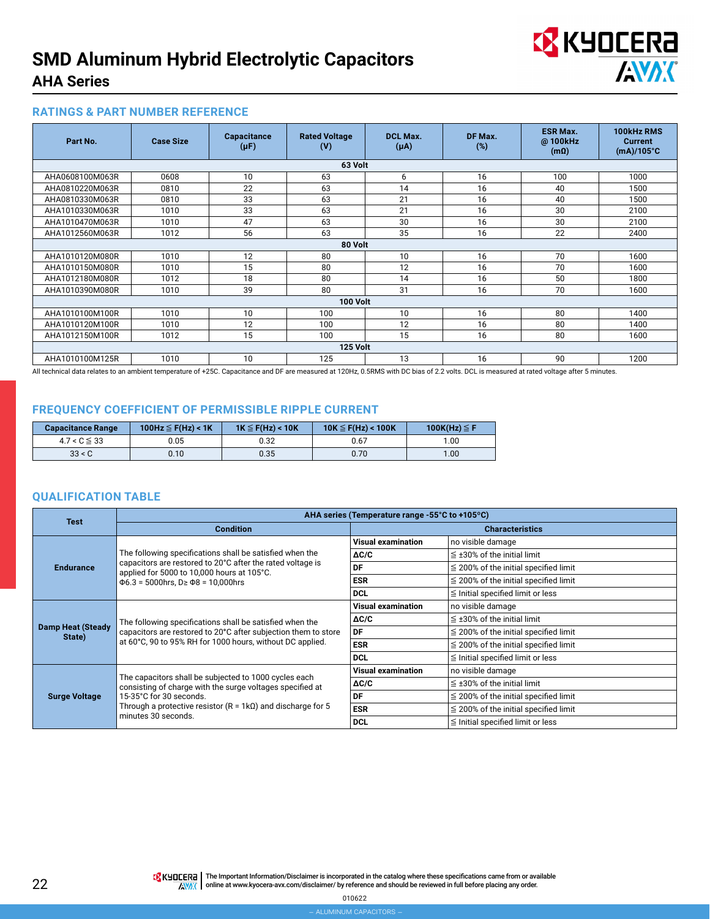# SMD Aluminum Hybrid Electrolytic Capacitors
## AHA Series

### RATINGS & PART NUMBER REFERENCE

| Part No. | Case Size | Capacitance (µF) | Rated Voltage (V) | DCL Max. (µA) | DF Max. (%) | ESR Max. @ 100kHz (mΩ) | 100kHz RMS Current (mA)/105°C |
|---|---|---|---|---|---|---|---|
| **63 Volt** | | | | | | | |
| AHA0608100M063R | 0608 | 10 | 63 | 6 | 16 | 100 | 1000 |
| AHA0810220M063R | 0810 | 22 | 63 | 14 | 16 | 40 | 1500 |
| AHA0810330M063R | 0810 | 33 | 63 | 21 | 16 | 40 | 1500 |
| AHA1010330M063R | 1010 | 33 | 63 | 21 | 16 | 30 | 2100 |
| AHA1010470M063R | 1010 | 47 | 63 | 30 | 16 | 30 | 2100 |
| AHA1012560M063R | 1012 | 56 | 63 | 35 | 16 | 22 | 2400 |
| **80 Volt** | | | | | | | |
| AHA1010120M080R | 1010 | 12 | 80 | 10 | 16 | 70 | 1600 |
| AHA1010150M080R | 1010 | 15 | 80 | 12 | 16 | 70 | 1600 |
| AHA1012180M080R | 1012 | 18 | 80 | 14 | 16 | 50 | 1800 |
| AHA1010390M080R | 1010 | 39 | 80 | 31 | 16 | 70 | 1600 |
| **100 Volt** | | | | | | | |
| AHA1010100M100R | 1010 | 10 | 100 | 10 | 16 | 80 | 1400 |
| AHA1010120M100R | 1010 | 12 | 100 | 12 | 16 | 80 | 1400 |
| AHA1012150M100R | 1012 | 15 | 100 | 15 | 16 | 80 | 1600 |
| **125 Volt** | | | | | | | |
| AHA1010100M125R | 1010 | 10 | 125 | 13 | 16 | 90 | 1200 |

All technical data relates to an ambient temperature of +25C. Capacitance and DF are measured at 120Hz, 0.5RMS with DC bias of 2.2 volts. DCL is measured at rated voltage after 5 minutes.

### FREQUENCY COEFFICIENT OF PERMISSIBLE RIPPLE CURRENT

| Capacitance Range | 100Hz ≦ F(Hz) < 1K | 1K ≦ F(Hz) < 10K | 10K ≦ F(Hz) < 100K | 100K(Hz) ≦ F |
|---|---|---|---|---|
| 4.7 < C ≦ 33 | 0.05 | 0.32 | 0.67 | 1.00 |
| 33 < C | 0.10 | 0.35 | 0.70 | 1.00 |

### QUALIFICATION TABLE

| Test | AHA series (Temperature range -55°C to +105°C) | | |
|---|---|---|---|
| | **Condition** | **Characteristics** | |
| **Endurance** | The following specifications shall be satisfied when the capacitors are restored to 20°C after the rated voltage is applied for 5000 to 10,000 hours at 105°C. Φ6.3 = 5000hrs, D≥ Φ8 = 10,000hrs | **Visual examination** | no visible damage |
| | | **ΔC/C** | ≦ ±30% of the initial limit |
| | | **DF** | ≦ 200% of the initial specified limit |
| | | **ESR** | ≦ 200% of the initial specified limit |
| | | **DCL** | ≦ Initial specified limit or less |
| **Damp Heat (Steady State)** | The following specifications shall be satisfied when the capacitors are restored to 20°C after subjection them to store at 60°C, 90 to 95% RH for 1000 hours, without DC applied. | **Visual examination** | no visible damage |
| | | **ΔC/C** | ≦ ±30% of the initial limit |
| | | **DF** | ≦ 200% of the initial specified limit |
| | | **ESR** | ≦ 200% of the initial specified limit |
| | | **DCL** | ≦ Initial specified limit or less |
| **Surge Voltage** | The capacitors shall be subjected to 1000 cycles each consisting of charge with the surge voltages specified at 15-35°C for 30 seconds. Through a protective resistor (R = 1kΩ) and discharge for 5 minutes 30 seconds. | **Visual examination** | no visible damage |
| | | **ΔC/C** | ≦ ±30% of the initial limit |
| | | **DF** | ≦ 200% of the initial specified limit |
| | | **ESR** | ≦ 200% of the initial specified limit |
| | | **DCL** | ≦ Initial specified limit or less |

The Important Information/Disclaimer is incorporated in the catalog where these specifications came from or available online at www.kyocera-avx.com/disclaimer/ by reference and should be reviewed in full before placing any order.

010622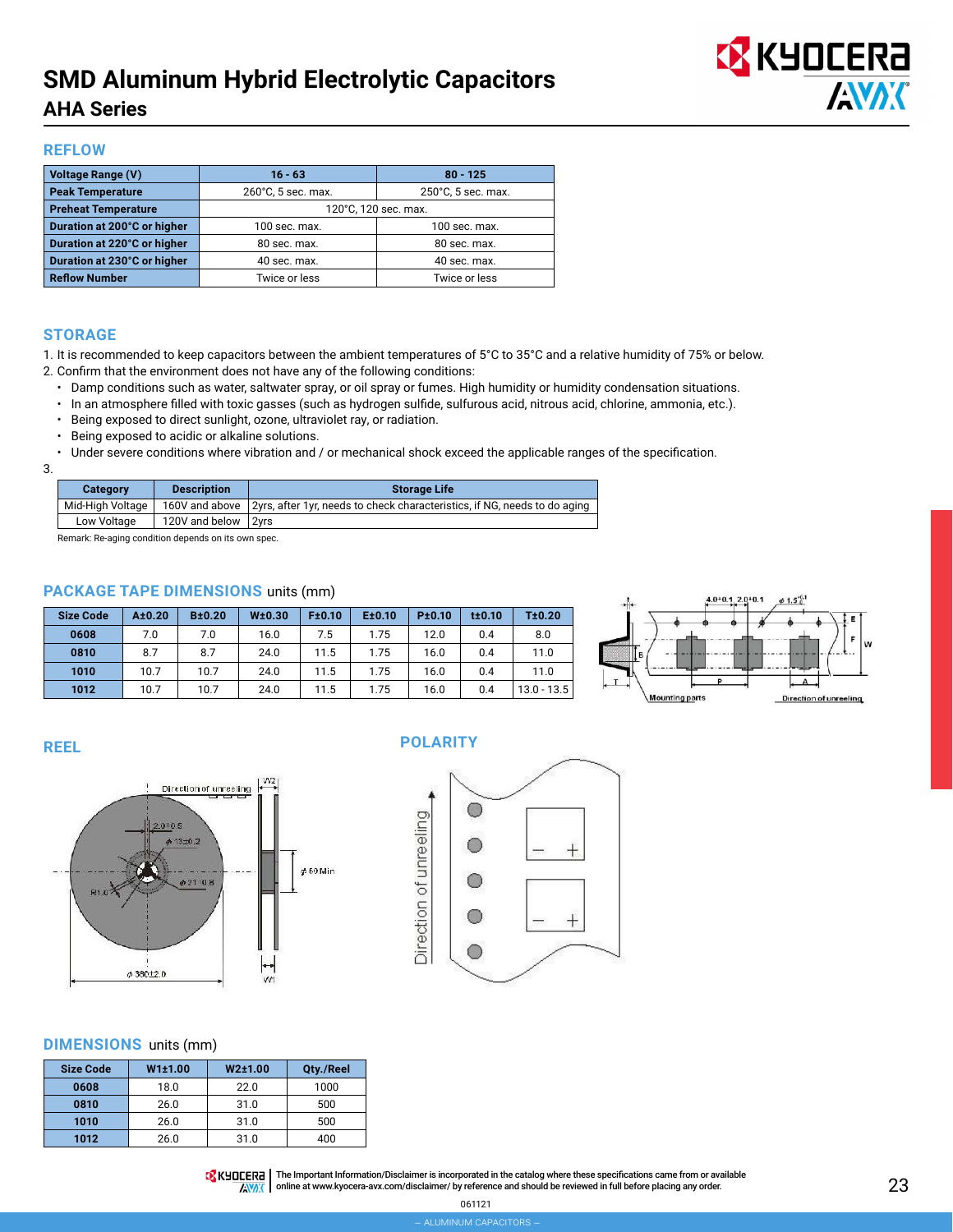# SMD Aluminum Hybrid Electrolytic Capacitors

## AHA Series

### REFLOW

| Voltage Range (V) | 16 - 63 | 80 - 125 |
|---|---|---|
| Peak Temperature | 260°C, 5 sec. max. | 250°C, 5 sec. max. |
| Preheat Temperature | 120°C, 120 sec. max. | |
| Duration at 200°C or higher | 100 sec. max. | 100 sec. max. |
| Duration at 220°C or higher | 80 sec. max. | 80 sec. max. |
| Duration at 230°C or higher | 40 sec. max. | 40 sec. max. |
| Reflow Number | Twice or less | Twice or less |

### STORAGE

1. It is recommended to keep capacitors between the ambient temperatures of 5°C to 35°C and a relative humidity of 75% or below.
2. Confirm that the environment does not have any of the following conditions:
   - Damp conditions such as water, saltwater spray, or oil spray or fumes. High humidity or humidity condensation situations.
   - In an atmosphere filled with toxic gasses (such as hydrogen sulfide, sulfurous acid, nitrous acid, chlorine, ammonia, etc.).
   - Being exposed to direct sunlight, ozone, ultraviolet ray, or radiation.
   - Being exposed to acidic or alkaline solutions.
   - Under severe conditions where vibration and / or mechanical shock exceed the applicable ranges of the specification.
3.

| Category | Description | Storage Life |
|---|---|---|
| Mid-High Voltage | 160V and above | 2yrs, after 1yr, needs to check characteristics, if NG, needs to do aging |
| Low Voltage | 120V and below | 2yrs |

Remark: Re-aging condition depends on its own spec.

### PACKAGE TAPE DIMENSIONS units (mm)

| Size Code | A±0.20 | B±0.20 | W±0.30 | F±0.10 | E±0.10 | P±0.10 | t±0.10 | T±0.20 |
|---|---|---|---|---|---|---|---|---|
| 0608 | 7.0 | 7.0 | 16.0 | 7.5 | 1.75 | 12.0 | 0.4 | 8.0 |
| 0810 | 8.7 | 8.7 | 24.0 | 11.5 | 1.75 | 16.0 | 0.4 | 11.0 |
| 1010 | 10.7 | 10.7 | 24.0 | 11.5 | 1.75 | 16.0 | 0.4 | 11.0 |
| 1012 | 10.7 | 10.7 | 24.0 | 11.5 | 1.75 | 16.0 | 0.4 | 13.0 - 13.5 |

4.0±0.1 2.0±0.1 ϕ1.5
E F W B T P A
Mounting parts
Direction of unreeling

### REEL

Direction of unreeling
W2
2.0±0.5
ϕ13±0.2
ϕ21±0.8
R1.0
ϕ50 Min
ϕ380±2.0
W1

### POLARITY

Direction of unreeling
− +
− +

### DIMENSIONS units (mm)

| Size Code | W1±1.00 | W2±1.00 | Qty./Reel |
|---|---|---|---|
| 0608 | 18.0 | 22.0 | 1000 |
| 0810 | 26.0 | 31.0 | 500 |
| 1010 | 26.0 | 31.0 | 500 |
| 1012 | 26.0 | 31.0 | 400 |

The Important Information/Disclaimer is incorporated in the catalog where these specifications came from or available online at www.kyocera-avx.com/disclaimer/ by reference and should be reviewed in full before placing any order.

061121